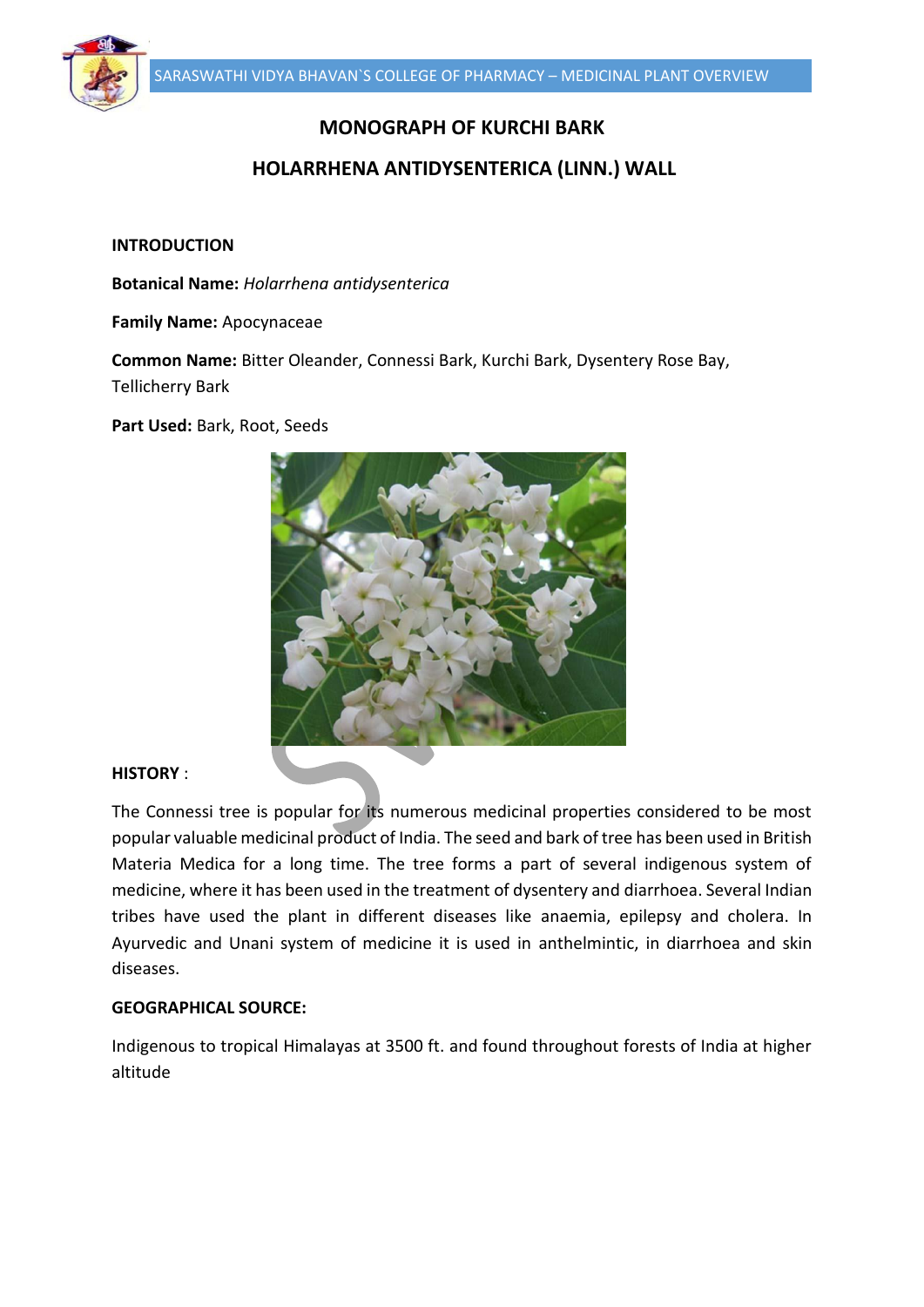# MONOGRAPH OF KURCHI BARK

## HOLARRHENA ANTIDYSENTERICA (LINN.) WALL

**INTRODUCTION**

**Botanical Name:** *Holarrhena antidysenterica*

**Family Name:** Apocynaceae

**Common Name:** Bitter Oleander, Connessi Bark, Kurchi Bark, Dysentery Rose Bay, Tellicherry Bark

**Part Used:** Bark, Root, Seeds

**HISTORY** :

The Connessi tree is popular for its numerous medicinal properties considered to be most popular valuable medicinal product of India. The seed and bark of tree has been used in British Materia Medica for a long time. The tree forms a part of several indigenous system of medicine, where it has been used in the treatment of dysentery and diarrhoea. Several Indian tribes have used the plant in different diseases like anaemia, epilepsy and cholera. In Ayurvedic and Unani system of medicine it is used in anthelmintic, in diarrhoea and skin diseases.

**GEOGRAPHICAL SOURCE:**

Indigenous to tropical Himalayas at 3500 ft. and found throughout forests of India at higher altitude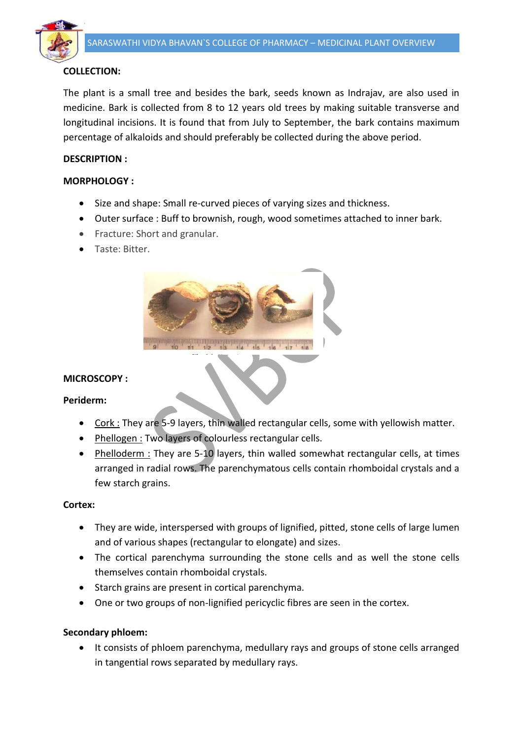**COLLECTION:**

The plant is a small tree and besides the bark, seeds known as Indrajav, are also used in medicine. Bark is collected from 8 to 12 years old trees by making suitable transverse and longitudinal incisions. It is found that from July to September, the bark contains maximum percentage of alkaloids and should preferably be collected during the above period.

**DESCRIPTION :**

**MORPHOLOGY :**

- Size and shape: Small re-curved pieces of varying sizes and thickness.
- Outer surface : Buff to brownish, rough, wood sometimes attached to inner bark.
- Fracture: Short and granular.
- Taste: Bitter.

**MICROSCOPY :**

**Periderm:**

- Cork : They are 5-9 layers, thin walled rectangular cells, some with yellowish matter.
- Phellogen : Two layers of colourless rectangular cells.
- Phelloderm : They are 5-10 layers, thin walled somewhat rectangular cells, at times arranged in radial rows. The parenchymatous cells contain rhomboidal crystals and a few starch grains.

**Cortex:**

- They are wide, interspersed with groups of lignified, pitted, stone cells of large lumen and of various shapes (rectangular to elongate) and sizes.
- The cortical parenchyma surrounding the stone cells and as well the stone cells themselves contain rhomboidal crystals.
- Starch grains are present in cortical parenchyma.
- One or two groups of non-lignified pericyclic fibres are seen in the cortex.

**Secondary phloem:**

- It consists of phloem parenchyma, medullary rays and groups of stone cells arranged in tangential rows separated by medullary rays.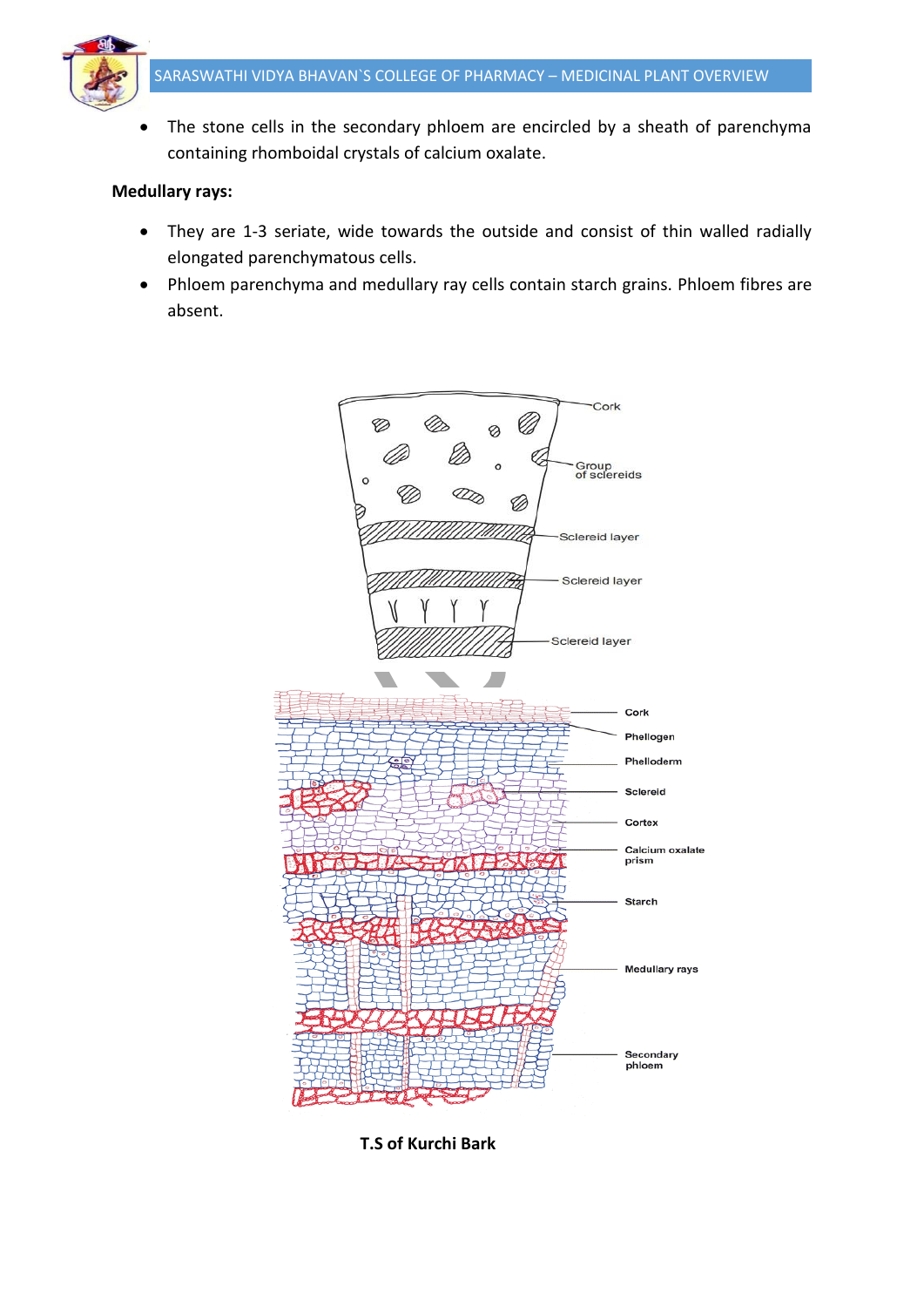- The stone cells in the secondary phloem are encircled by a sheath of parenchyma containing rhomboidal crystals of calcium oxalate.

**Medullary rays:**

- They are 1-3 seriate, wide towards the outside and consist of thin walled radially elongated parenchymatous cells.
- Phloem parenchyma and medullary ray cells contain starch grains. Phloem fibres are absent.

**T.S of Kurchi Bark**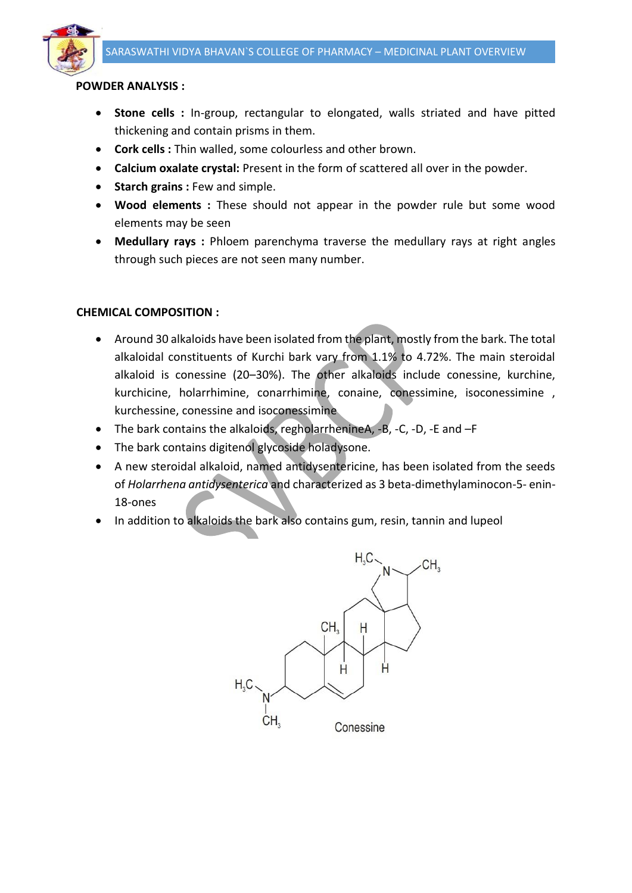**POWDER ANALYSIS :**

- **Stone cells :** In-group, rectangular to elongated, walls striated and have pitted thickening and contain prisms in them.
- **Cork cells :** Thin walled, some colourless and other brown.
- **Calcium oxalate crystal:** Present in the form of scattered all over in the powder.
- **Starch grains :** Few and simple.
- **Wood elements :** These should not appear in the powder rule but some wood elements may be seen
- **Medullary rays :** Phloem parenchyma traverse the medullary rays at right angles through such pieces are not seen many number.

**CHEMICAL COMPOSITION :**

- Around 30 alkaloids have been isolated from the plant, mostly from the bark. The total alkaloidal constituents of Kurchi bark vary from 1.1% to 4.72%. The main steroidal alkaloid is conessine (20–30%). The other alkaloids include conessine, kurchine, kurchicine, holarrhimine, conarrhimine, conaine, conessimine, isoconessimine , kurchessine, conessine and isoconessimine
- The bark contains the alkaloids, regholarrhenineA, -B, -C, -D, -E and –F
- The bark contains digitenol glycoside holadysone.
- A new steroidal alkaloid, named antidysentericine, has been isolated from the seeds of *Holarrhena antidysenterica* and characterized as 3 beta-dimethylaminocon-5- enin-18-ones
- In addition to alkaloids the bark also contains gum, resin, tannin and lupeol

Conessine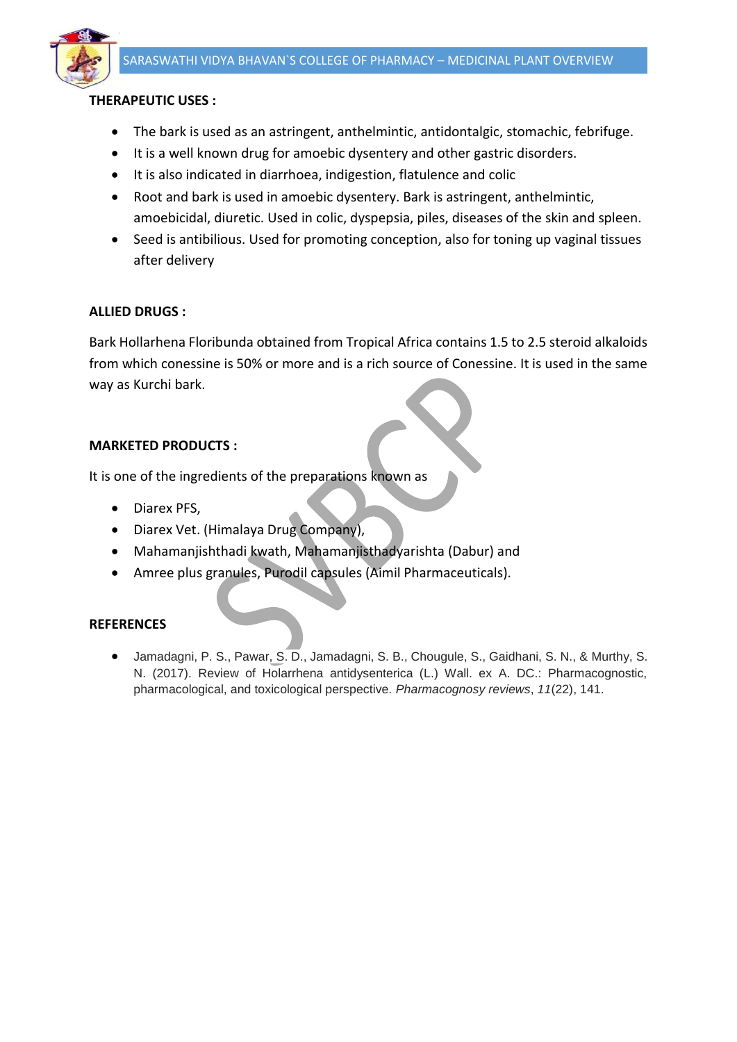**THERAPEUTIC USES :**

- The bark is used as an astringent, anthelmintic, antidontalgic, stomachic, febrifuge.
- It is a well known drug for amoebic dysentery and other gastric disorders.
- It is also indicated in diarrhoea, indigestion, flatulence and colic
- Root and bark is used in amoebic dysentery. Bark is astringent, anthelmintic, amoebicidal, diuretic. Used in colic, dyspepsia, piles, diseases of the skin and spleen.
- Seed is antibilious. Used for promoting conception, also for toning up vaginal tissues after delivery

**ALLIED DRUGS :**

Bark Hollarhena Floribunda obtained from Tropical Africa contains 1.5 to 2.5 steroid alkaloids from which conessine is 50% or more and is a rich source of Conessine. It is used in the same way as Kurchi bark.

**MARKETED PRODUCTS :**

It is one of the ingredients of the preparations known as

- Diarex PFS,
- Diarex Vet. (Himalaya Drug Company),
- Mahamanjishthadi kwath, Mahamanjisthadyarishta (Dabur) and
- Amree plus granules, Purodil capsules (Aimil Pharmaceuticals).

**REFERENCES**

- Jamadagni, P. S., Pawar, S. D., Jamadagni, S. B., Chougule, S., Gaidhani, S. N., & Murthy, S. N. (2017). Review of Holarrhena antidysenterica (L.) Wall. ex A. DC.: Pharmacognostic, pharmacological, and toxicological perspective. *Pharmacognosy reviews*, *11*(22), 141.